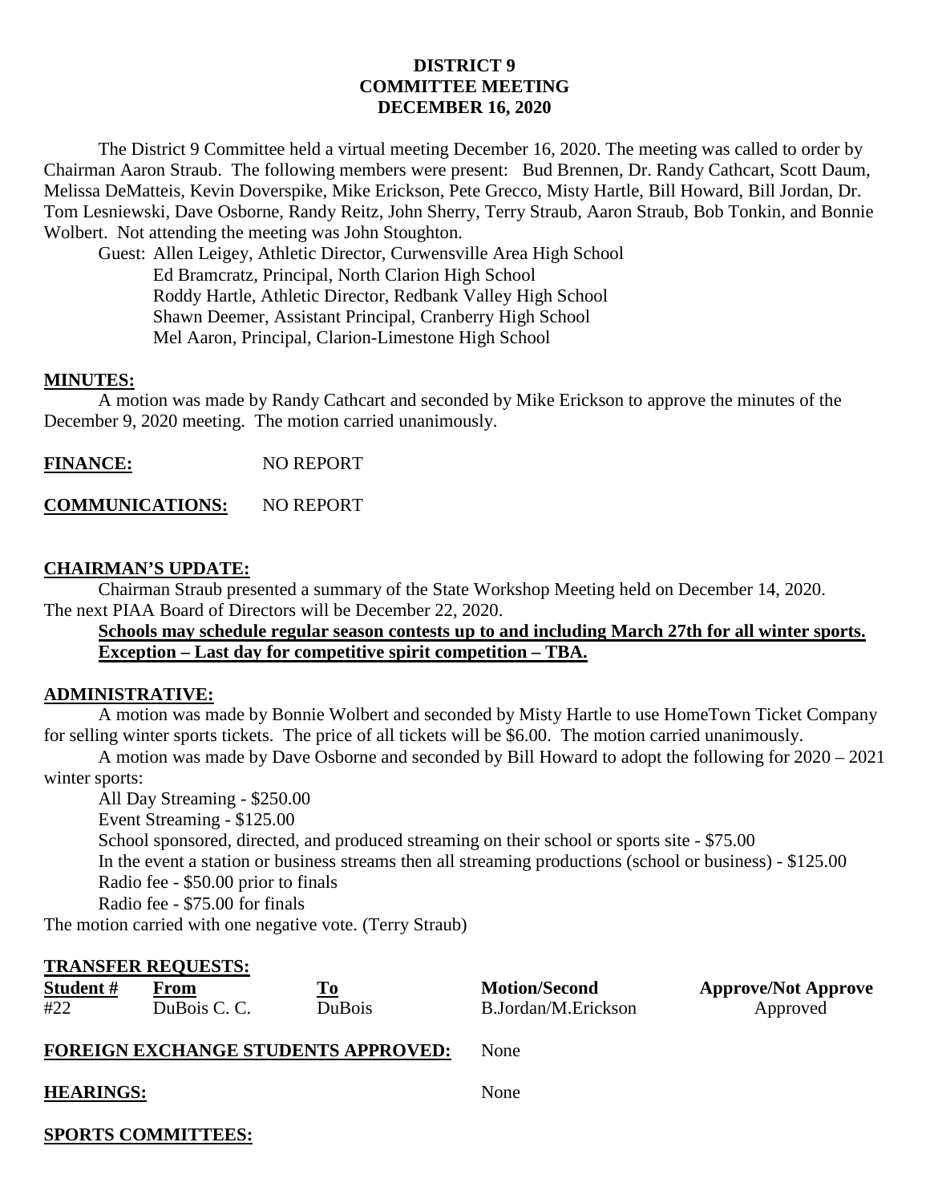**DISTRICT 9**
**COMMITTEE MEETING**
**DECEMBER 16, 2020**

The District 9 Committee held a virtual meeting December 16, 2020. The meeting was called to order by Chairman Aaron Straub. The following members were present: Bud Brennen, Dr. Randy Cathcart, Scott Daum, Melissa DeMatteis, Kevin Doverspike, Mike Erickson, Pete Grecco, Misty Hartle, Bill Howard, Bill Jordan, Dr. Tom Lesniewski, Dave Osborne, Randy Reitz, John Sherry, Terry Straub, Aaron Straub, Bob Tonkin, and Bonnie Wolbert. Not attending the meeting was John Stoughton.

Guest: Allen Leigey, Athletic Director, Curwensville Area High School
Ed Bramcratz, Principal, North Clarion High School
Roddy Hartle, Athletic Director, Redbank Valley High School
Shawn Deemer, Assistant Principal, Cranberry High School
Mel Aaron, Principal, Clarion-Limestone High School

**MINUTES:**

A motion was made by Randy Cathcart and seconded by Mike Erickson to approve the minutes of the December 9, 2020 meeting. The motion carried unanimously.

**FINANCE:** NO REPORT

**COMMUNICATIONS:** NO REPORT

**CHAIRMAN'S UPDATE:**

Chairman Straub presented a summary of the State Workshop Meeting held on December 14, 2020. The next PIAA Board of Directors will be December 22, 2020.

**Schools may schedule regular season contests up to and including March 27th for all winter sports. Exception – Last day for competitive spirit competition – TBA.**

**ADMINISTRATIVE:**

A motion was made by Bonnie Wolbert and seconded by Misty Hartle to use HomeTown Ticket Company for selling winter sports tickets. The price of all tickets will be $6.00. The motion carried unanimously.

A motion was made by Dave Osborne and seconded by Bill Howard to adopt the following for 2020 – 2021 winter sports:

All Day Streaming - $250.00
Event Streaming - $125.00
School sponsored, directed, and produced streaming on their school or sports site - $75.00
In the event a station or business streams then all streaming productions (school or business) - $125.00
Radio fee - $50.00 prior to finals
Radio fee - $75.00 for finals

The motion carried with one negative vote. (Terry Straub)

**TRANSFER REQUESTS:**

| Student # | From | To | Motion/Second | Approve/Not Approve |
|---|---|---|---|---|
| #22 | DuBois C. C. | DuBois | B.Jordan/M.Erickson | Approved |

**FOREIGN EXCHANGE STUDENTS APPROVED:** None

**HEARINGS:** None

**SPORTS COMMITTEES:**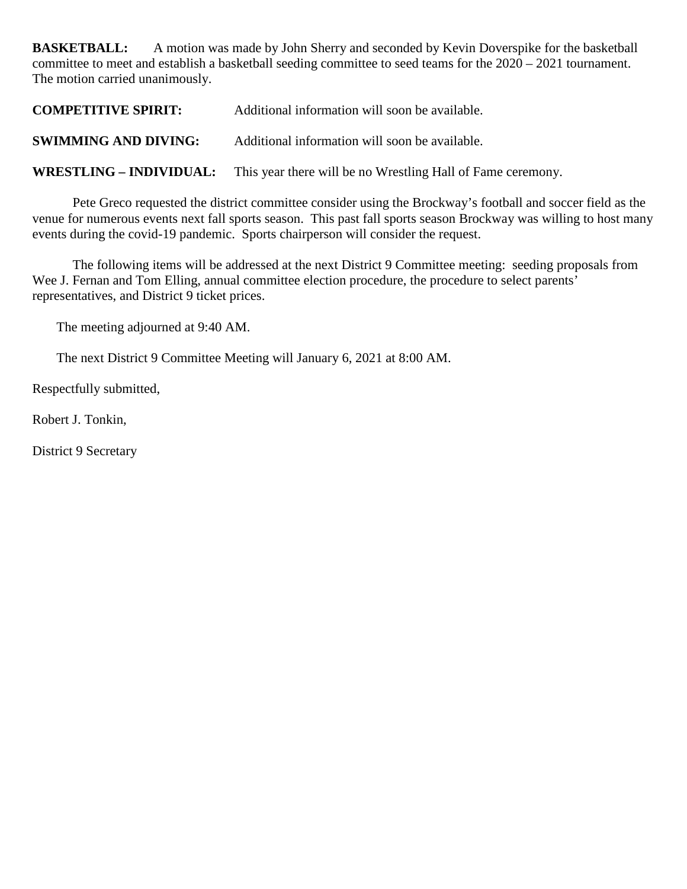**BASKETBALL:** A motion was made by John Sherry and seconded by Kevin Doverspike for the basketball committee to meet and establish a basketball seeding committee to seed teams for the 2020 – 2021 tournament. The motion carried unanimously.

**COMPETITIVE SPIRIT:** Additional information will soon be available.

**SWIMMING AND DIVING:** Additional information will soon be available.

**WRESTLING – INDIVIDUAL:** This year there will be no Wrestling Hall of Fame ceremony.

Pete Greco requested the district committee consider using the Brockway's football and soccer field as the venue for numerous events next fall sports season. This past fall sports season Brockway was willing to host many events during the covid-19 pandemic. Sports chairperson will consider the request.

The following items will be addressed at the next District 9 Committee meeting: seeding proposals from Wee J. Fernan and Tom Elling, annual committee election procedure, the procedure to select parents' representatives, and District 9 ticket prices.

The meeting adjourned at 9:40 AM.

The next District 9 Committee Meeting will January 6, 2021 at 8:00 AM.

Respectfully submitted,

Robert J. Tonkin,

District 9 Secretary